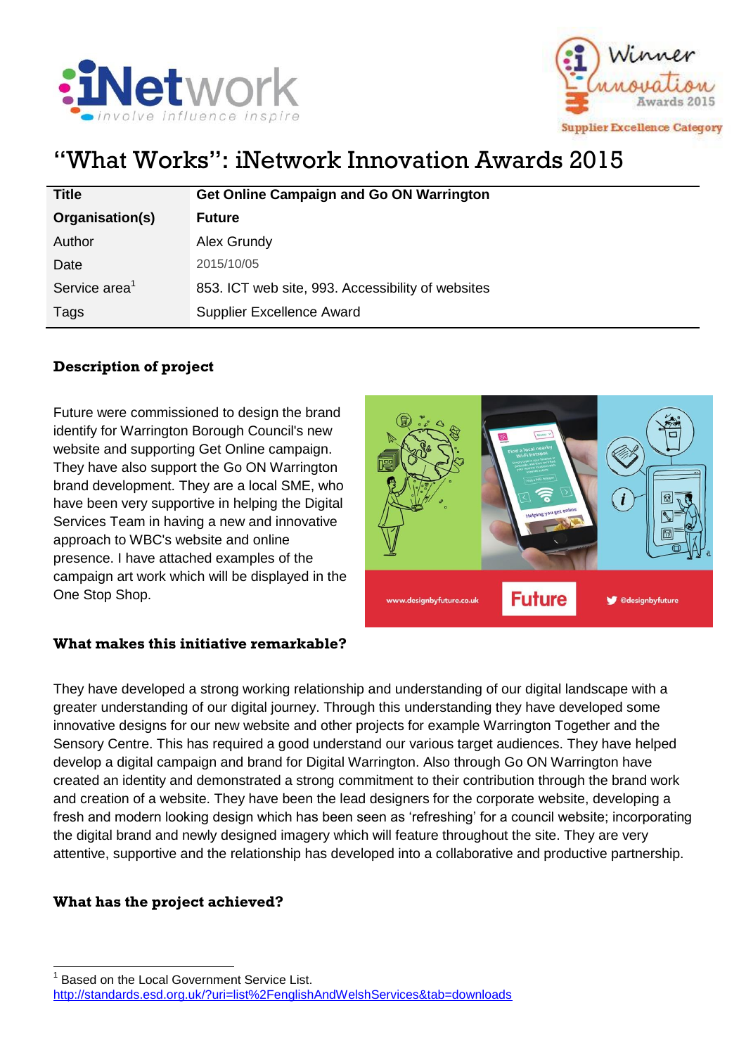# "What Works": iNetwork Innovation Awards 2015

| Title | Get Online Campaign and Go ON Warrington |
|---|---|
| Organisation(s) | Future |
| Author | Alex Grundy |
| Date | 2015/10/05 |
| Service area[1] | 853. ICT web site, 993. Accessibility of websites |
| Tags | Supplier Excellence Award |

### Description of project

Future were commissioned to design the brand identify for Warrington Borough Council's new website and supporting Get Online campaign. They have also support the Go ON Warrington brand development. They are a local SME, who have been very supportive in helping the Digital Services Team in having a new and innovative approach to WBC's website and online presence. I have attached examples of the campaign art work which will be displayed in the One Stop Shop.

### What makes this initiative remarkable?

They have developed a strong working relationship and understanding of our digital landscape with a greater understanding of our digital journey. Through this understanding they have developed some innovative designs for our new website and other projects for example Warrington Together and the Sensory Centre. This has required a good understand our various target audiences. They have helped develop a digital campaign and brand for Digital Warrington. Also through Go ON Warrington have created an identity and demonstrated a strong commitment to their contribution through the brand work and creation of a website. They have been the lead designers for the corporate website, developing a fresh and modern looking design which has been seen as 'refreshing' for a council website; incorporating the digital brand and newly designed imagery which will feature throughout the site. They are very attentive, supportive and the relationship has developed into a collaborative and productive partnership.

### What has the project achieved?

[1] Based on the Local Government Service List. http://standards.esd.org.uk/?uri=list%2FenglishAndWelshServices&tab=downloads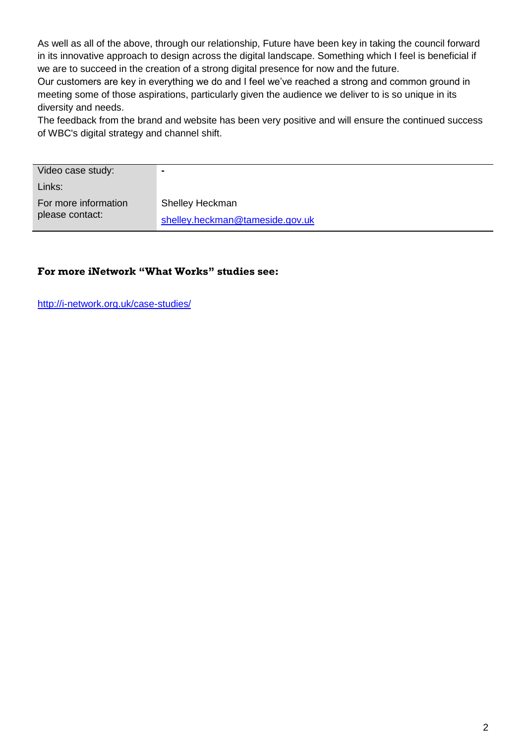As well as all of the above, through our relationship, Future have been key in taking the council forward in its innovative approach to design across the digital landscape. Something which I feel is beneficial if we are to succeed in the creation of a strong digital presence for now and the future.
Our customers are key in everything we do and I feel we've reached a strong and common ground in meeting some of those aspirations, particularly given the audience we deliver to is so unique in its diversity and needs.
The feedback from the brand and website has been very positive and will ensure the continued success of WBC's digital strategy and channel shift.

| | |
|---|---|
| Video case study: | - |
| Links: | |
| For more information please contact: | Shelley Heckman<br>shelley.heckman@tameside.gov.uk |

**For more iNetwork "What Works" studies see:**

http://i-network.org.uk/case-studies/